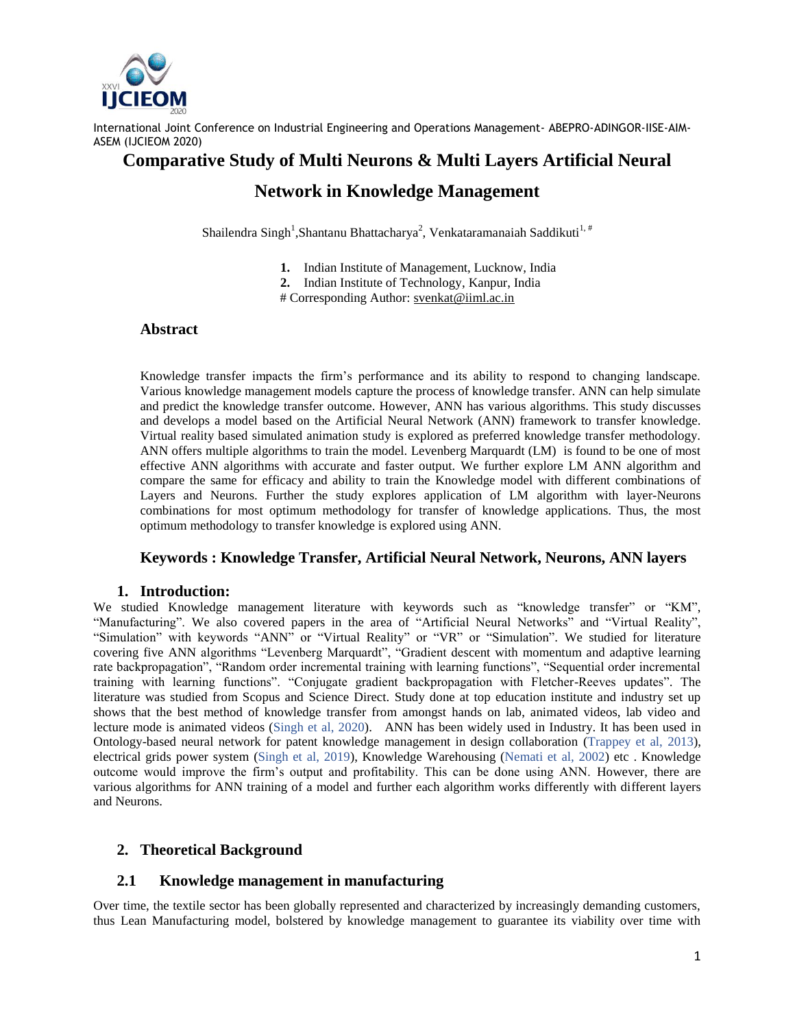International Joint Conference on Industrial Engineering and Operations Management- ABEPRO-ADINGOR-IISE-AIM-ASEM (IJCIEOM 2020)

# Comparative Study of Multi Neurons & Multi Layers Artificial Neural Network in Knowledge Management

Shailendra Singh[1], Shantanu Bhattacharya[2], Venkataramanaiah Saddikuti[1, #]

1. Indian Institute of Management, Lucknow, India
2. Indian Institute of Technology, Kanpur, India

# Corresponding Author: svenkat@iiml.ac.in

## Abstract

Knowledge transfer impacts the firm's performance and its ability to respond to changing landscape. Various knowledge management models capture the process of knowledge transfer. ANN can help simulate and predict the knowledge transfer outcome. However, ANN has various algorithms. This study discusses and develops a model based on the Artificial Neural Network (ANN) framework to transfer knowledge. Virtual reality based simulated animation study is explored as preferred knowledge transfer methodology. ANN offers multiple algorithms to train the model. Levenberg Marquardt (LM) is found to be one of most effective ANN algorithms with accurate and faster output. We further explore LM ANN algorithm and compare the same for efficacy and ability to train the Knowledge model with different combinations of Layers and Neurons. Further the study explores application of LM algorithm with layer-Neurons combinations for most optimum methodology for transfer of knowledge applications. Thus, the most optimum methodology to transfer knowledge is explored using ANN.

**Keywords : Knowledge Transfer, Artificial Neural Network, Neurons, ANN layers**

## 1. Introduction:

We studied Knowledge management literature with keywords such as "knowledge transfer" or "KM", "Manufacturing". We also covered papers in the area of "Artificial Neural Networks" and "Virtual Reality", "Simulation" with keywords "ANN" or "Virtual Reality" or "VR" or "Simulation". We studied for literature covering five ANN algorithms "Levenberg Marquardt", "Gradient descent with momentum and adaptive learning rate backpropagation", "Random order incremental training with learning functions", "Sequential order incremental training with learning functions". "Conjugate gradient backpropagation with Fletcher-Reeves updates". The literature was studied from Scopus and Science Direct. Study done at top education institute and industry set up shows that the best method of knowledge transfer from amongst hands on lab, animated videos, lab video and lecture mode is animated videos (Singh et al, 2020). ANN has been widely used in Industry. It has been used in Ontology-based neural network for patent knowledge management in design collaboration (Trappey et al, 2013), electrical grids power system (Singh et al, 2019), Knowledge Warehousing (Nemati et al, 2002) etc . Knowledge outcome would improve the firm's output and profitability. This can be done using ANN. However, there are various algorithms for ANN training of a model and further each algorithm works differently with different layers and Neurons.

## 2. Theoretical Background

### 2.1 Knowledge management in manufacturing

Over time, the textile sector has been globally represented and characterized by increasingly demanding customers, thus Lean Manufacturing model, bolstered by knowledge management to guarantee its viability over time with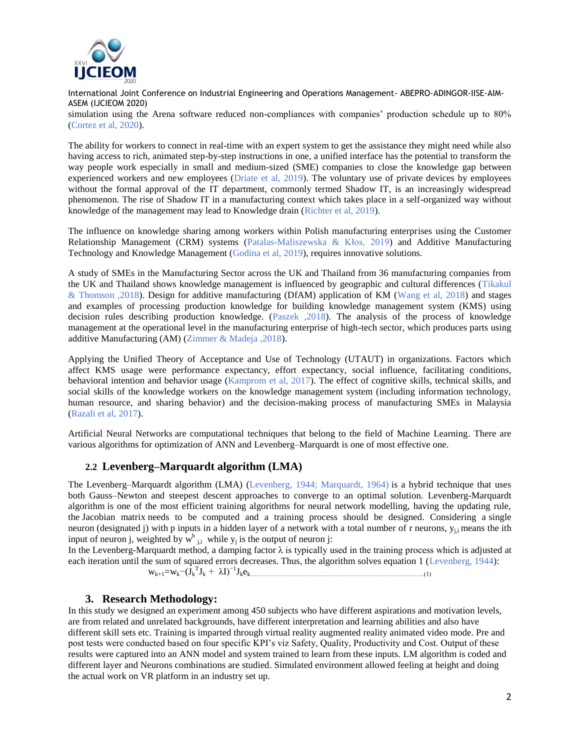simulation using the Arena software reduced non-compliances with companies' production schedule up to 80% (Cortez et al, 2020).

The ability for workers to connect in real-time with an expert system to get the assistance they might need while also having access to rich, animated step-by-step instructions in one, a unified interface has the potential to transform the way people work especially in small and medium-sized (SME) companies to close the knowledge gap between experienced workers and new employees (Driate et al, 2019). The voluntary use of private devices by employees without the formal approval of the IT department, commonly termed Shadow IT, is an increasingly widespread phenomenon. The rise of Shadow IT in a manufacturing context which takes place in a self-organized way without knowledge of the management may lead to Knowledge drain (Richter et al, 2019).

The influence on knowledge sharing among workers within Polish manufacturing enterprises using the Customer Relationship Management (CRM) systems (Patalas-Maliszewska & Kłos, 2019) and Additive Manufacturing Technology and Knowledge Management (Godina et al, 2019), requires innovative solutions.

A study of SMEs in the Manufacturing Sector across the UK and Thailand from 36 manufacturing companies from the UK and Thailand shows knowledge management is influenced by geographic and cultural differences (Tikakul & Thomson ,2018). Design for additive manufacturing (DfAM) application of KM (Wang et al, 2018) and stages and examples of processing production knowledge for building knowledge management system (KMS) using decision rules describing production knowledge. (Paszek ,2018). The analysis of the process of knowledge management at the operational level in the manufacturing enterprise of high-tech sector, which produces parts using additive Manufacturing (AM) (Zimmer & Madeja ,2018).

Applying the Unified Theory of Acceptance and Use of Technology (UTAUT) in organizations. Factors which affect KMS usage were performance expectancy, effort expectancy, social influence, facilitating conditions, behavioral intention and behavior usage (Kamprom et al, 2017). The effect of cognitive skills, technical skills, and social skills of the knowledge workers on the knowledge management system (including information technology, human resource, and sharing behavior) and the decision-making process of manufacturing SMEs in Malaysia (Razali et al, 2017).

Artificial Neural Networks are computational techniques that belong to the field of Machine Learning. There are various algorithms for optimization of ANN and Levenberg–Marquardt is one of most effective one.

### 2.2 Levenberg–Marquardt algorithm (LMA)

The Levenberg–Marquardt algorithm (LMA) (Levenberg, 1944; Marquardt, 1964) is a hybrid technique that uses both Gauss–Newton and steepest descent approaches to converge to an optimal solution. Levenberg-Marquardt algorithm is one of the most efficient training algorithms for neural network modelling, having the updating rule, the Jacobian matrix needs to be computed and a training process should be designed. Considering a single neuron (designated j) with p inputs in a hidden layer of a network with a total number of r neurons, $y_{j,i}$ means the ith input of neuron j, weighted by $w^h_{j,i}$ while $y_j$ is the output of neuron j:
In the Levenberg-Marquardt method, a damping factor λ is typically used in the training process which is adjusted at each iteration until the sum of squared errors decreases. Thus, the algorithm solves equation 1 (Levenberg, 1944):

$$w_{k+1}=w_k-(J_k^T J_k + \lambda I)^{-1} J_k e_k \qquad (1)$$

## 3. Research Methodology:

In this study we designed an experiment among 450 subjects who have different aspirations and motivation levels, are from related and unrelated backgrounds, have different interpretation and learning abilities and also have different skill sets etc. Training is imparted through virtual reality augmented reality animated video mode. Pre and post tests were conducted based on four specific KPI's viz Safety, Quality, Productivity and Cost. Output of these results were captured into an ANN model and system trained to learn from these inputs. LM algorithm is coded and different layer and Neurons combinations are studied. Simulated environment allowed feeling at height and doing the actual work on VR platform in an industry set up.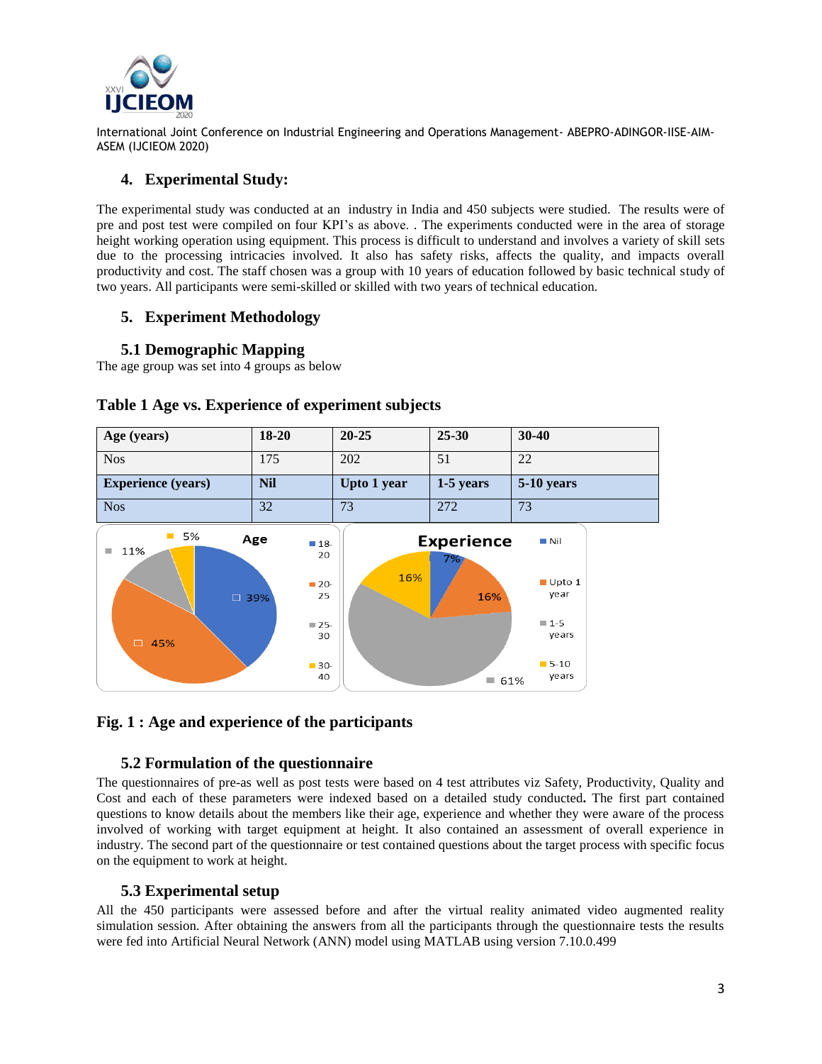## 4. Experimental Study:

The experimental study was conducted at an industry in India and 450 subjects were studied. The results were of pre and post test were compiled on four KPI's as above. . The experiments conducted were in the area of storage height working operation using equipment. This process is difficult to understand and involves a variety of skill sets due to the processing intricacies involved. It also has safety risks, affects the quality, and impacts overall productivity and cost. The staff chosen was a group with 10 years of education followed by basic technical study of two years. All participants were semi-skilled or skilled with two years of technical education.

## 5. Experiment Methodology

### 5.1 Demographic Mapping

The age group was set into 4 groups as below

**Table 1 Age vs. Experience of experiment subjects**

| Age (years) | 18-20 | 20-25 | 25-30 | 30-40 |
|---|---|---|---|---|
| Nos | 175 | 202 | 51 | 22 |
| **Experience (years)** | **Nil** | **Upto 1 year** | **1-5 years** | **5-10 years** |
| Nos | 32 | 73 | 272 | 73 |

**Fig. 1 : Age and experience of the participants**

### 5.2 Formulation of the questionnaire

The questionnaires of pre-as well as post tests were based on 4 test attributes viz Safety, Productivity, Quality and Cost and each of these parameters were indexed based on a detailed study conducted**.** The first part contained questions to know details about the members like their age, experience and whether they were aware of the process involved of working with target equipment at height. It also contained an assessment of overall experience in industry. The second part of the questionnaire or test contained questions about the target process with specific focus on the equipment to work at height.

### 5.3 Experimental setup

All the 450 participants were assessed before and after the virtual reality animated video augmented reality simulation session. After obtaining the answers from all the participants through the questionnaire tests the results were fed into Artificial Neural Network (ANN) model using MATLAB using version 7.10.0.499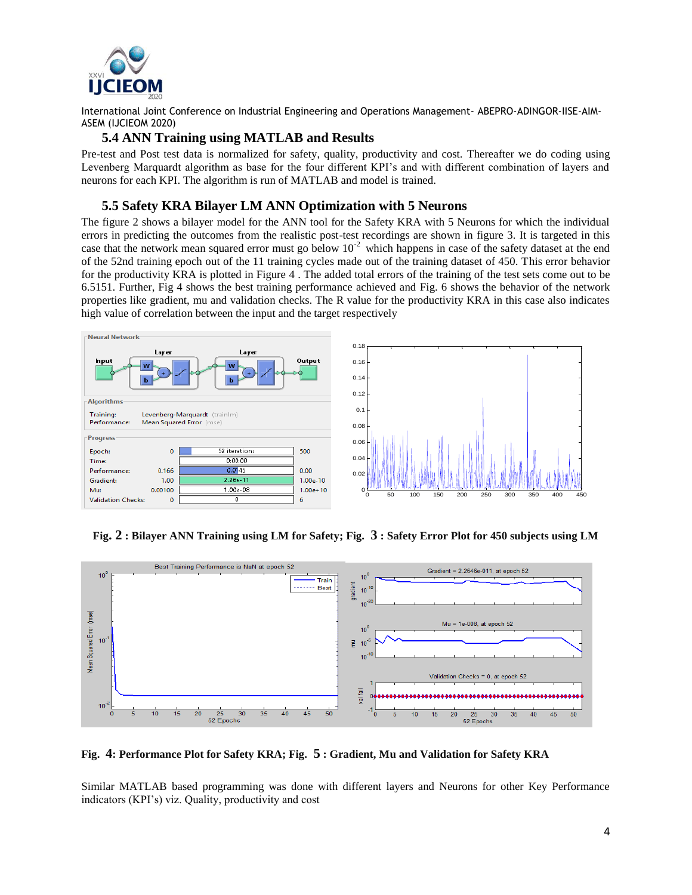## 5.4 ANN Training using MATLAB and Results

Pre-test and Post test data is normalized for safety, quality, productivity and cost. Thereafter we do coding using Levenberg Marquardt algorithm as base for the four different KPI's and with different combination of layers and neurons for each KPI. The algorithm is run of MATLAB and model is trained.

## 5.5 Safety KRA Bilayer LM ANN Optimization with 5 Neurons

The figure 2 shows a bilayer model for the ANN tool for the Safety KRA with 5 Neurons for which the individual errors in predicting the outcomes from the realistic post-test recordings are shown in figure 3. It is targeted in this case that the network mean squared error must go below $10^{-2}$ which happens in case of the safety dataset at the end of the 52nd training epoch out of the 11 training cycles made out of the training dataset of 450. This error behavior for the productivity KRA is plotted in Figure 4 . The added total errors of the training of the test sets come out to be 6.5151. Further, Fig 4 shows the best training performance achieved and Fig. 6 shows the behavior of the network properties like gradient, mu and validation checks. The R value for the productivity KRA in this case also indicates high value of correlation between the input and the target respectively

**Fig. 2 : Bilayer ANN Training using LM for Safety; Fig. 3 : Safety Error Plot for 450 subjects using LM**

**Fig. 4: Performance Plot for Safety KRA; Fig. 5 : Gradient, Mu and Validation for Safety KRA**

Similar MATLAB based programming was done with different layers and Neurons for other Key Performance indicators (KPI's) viz. Quality, productivity and cost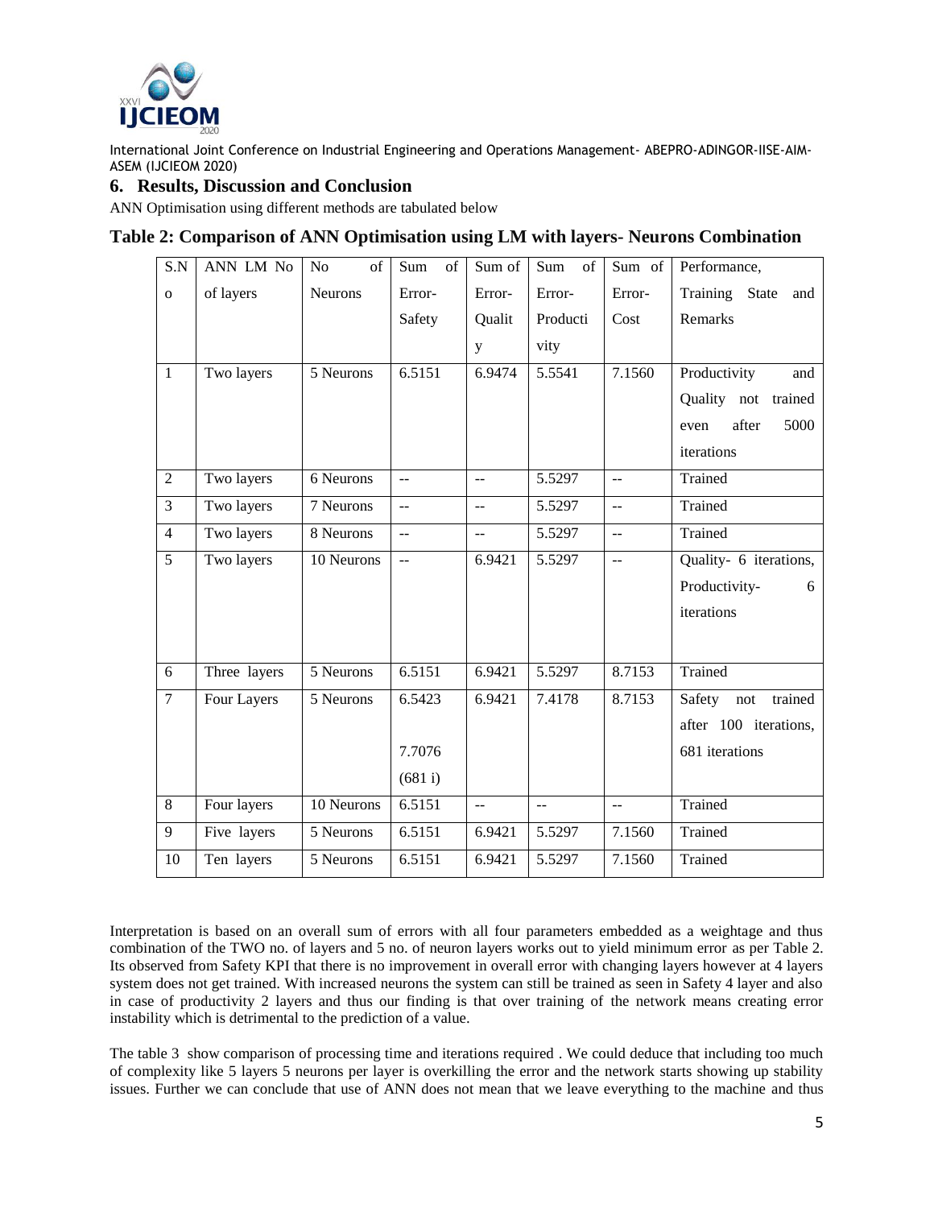## 6. Results, Discussion and Conclusion

ANN Optimisation using different methods are tabulated below

**Table 2: Comparison of ANN Optimisation using LM with layers- Neurons Combination**

| S.No | ANN LM No of layers | No of Neurons | Sum of Error-Safety | Sum of Error-Quality | Sum of Error-Productivity | Sum of Error-Cost | Performance, Training State and Remarks |
|---|---|---|---|---|---|---|---|
| 1 | Two layers | 5 Neurons | 6.5151 | 6.9474 | 5.5541 | 7.1560 | Productivity and Quality not trained even after 5000 iterations |
| 2 | Two layers | 6 Neurons | -- | -- | 5.5297 | -- | Trained |
| 3 | Two layers | 7 Neurons | -- | -- | 5.5297 | -- | Trained |
| 4 | Two layers | 8 Neurons | -- | -- | 5.5297 | -- | Trained |
| 5 | Two layers | 10 Neurons | -- | 6.9421 | 5.5297 | -- | Quality- 6 iterations, Productivity- 6 iterations |
| 6 | Three layers | 5 Neurons | 6.5151 | 6.9421 | 5.5297 | 8.7153 | Trained |
| 7 | Four Layers | 5 Neurons | 6.5423<br>7.7076<br>(681 i) | 6.9421 | 7.4178 | 8.7153 | Safety not trained after 100 iterations, 681 iterations |
| 8 | Four layers | 10 Neurons | 6.5151 | -- | -- | -- | Trained |
| 9 | Five layers | 5 Neurons | 6.5151 | 6.9421 | 5.5297 | 7.1560 | Trained |
| 10 | Ten layers | 5 Neurons | 6.5151 | 6.9421 | 5.5297 | 7.1560 | Trained |

Interpretation is based on an overall sum of errors with all four parameters embedded as a weightage and thus combination of the TWO no. of layers and 5 no. of neuron layers works out to yield minimum error as per Table 2. Its observed from Safety KPI that there is no improvement in overall error with changing layers however at 4 layers system does not get trained. With increased neurons the system can still be trained as seen in Safety 4 layer and also in case of productivity 2 layers and thus our finding is that over training of the network means creating error instability which is detrimental to the prediction of a value.

The table 3 show comparison of processing time and iterations required . We could deduce that including too much of complexity like 5 layers 5 neurons per layer is overkilling the error and the network starts showing up stability issues. Further we can conclude that use of ANN does not mean that we leave everything to the machine and thus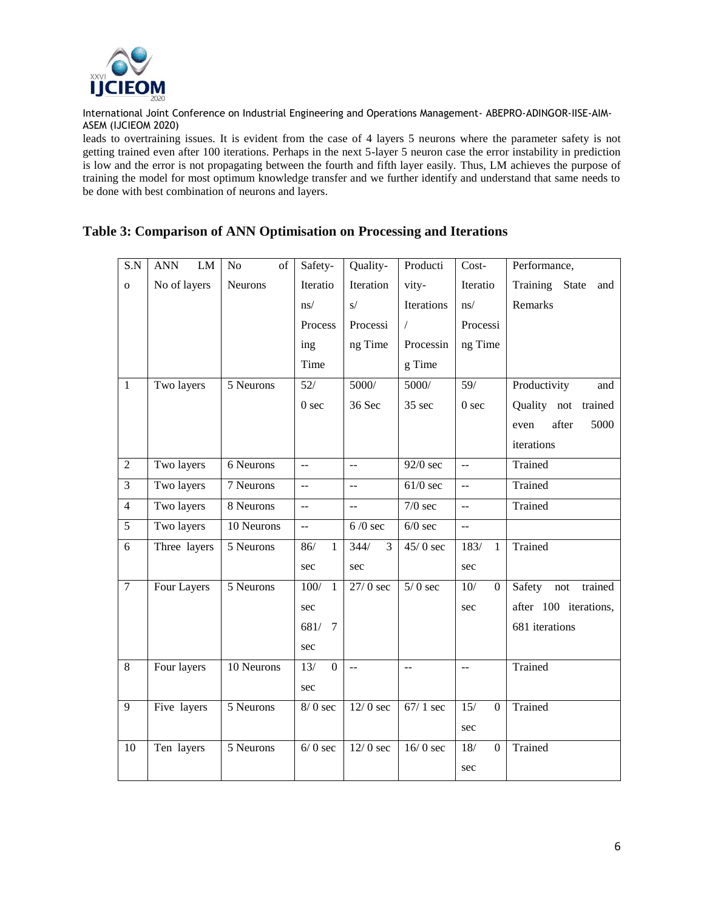leads to overtraining issues. It is evident from the case of 4 layers 5 neurons where the parameter safety is not getting trained even after 100 iterations. Perhaps in the next 5-layer 5 neuron case the error instability in prediction is low and the error is not propagating between the fourth and fifth layer easily. Thus, LM achieves the purpose of training the model for most optimum knowledge transfer and we further identify and understand that same needs to be done with best combination of neurons and layers.

## Table 3: Comparison of ANN Optimisation on Processing and Iterations

| S.No | ANN LM No of layers | No of Neurons | Safety-Iterations/ Processing Time | Quality-Iterations/ Processing Time | Productivity-Iterations / Processing Time | Cost-Iterations/ Processing Time | Performance, Training State and Remarks |
|---|---|---|---|---|---|---|---|
| 1 | Two layers | 5 Neurons | 52/ 0 sec | 5000/ 36 Sec | 5000/ 35 sec | 59/ 0 sec | Productivity and Quality not trained even after 5000 iterations |
| 2 | Two layers | 6 Neurons | -- | -- | 92/0 sec | -- | Trained |
| 3 | Two layers | 7 Neurons | -- | -- | 61/0 sec | -- | Trained |
| 4 | Two layers | 8 Neurons | -- | -- | 7/0 sec | -- | Trained |
| 5 | Two layers | 10 Neurons | -- | 6 /0 sec | 6/0 sec | -- | |
| 6 | Three layers | 5 Neurons | 86/ 1 sec | 344/ 3 sec | 45/ 0 sec | 183/ 1 sec | Trained |
| 7 | Four Layers | 5 Neurons | 100/ 1 sec 681/ 7 sec | 27/ 0 sec | 5/ 0 sec | 10/ 0 sec | Safety not trained after 100 iterations, 681 iterations |
| 8 | Four layers | 10 Neurons | 13/ 0 sec | -- | -- | -- | Trained |
| 9 | Five layers | 5 Neurons | 8/ 0 sec | 12/ 0 sec | 67/ 1 sec | 15/ 0 sec | Trained |
| 10 | Ten layers | 5 Neurons | 6/ 0 sec | 12/ 0 sec | 16/ 0 sec | 18/ 0 sec | Trained |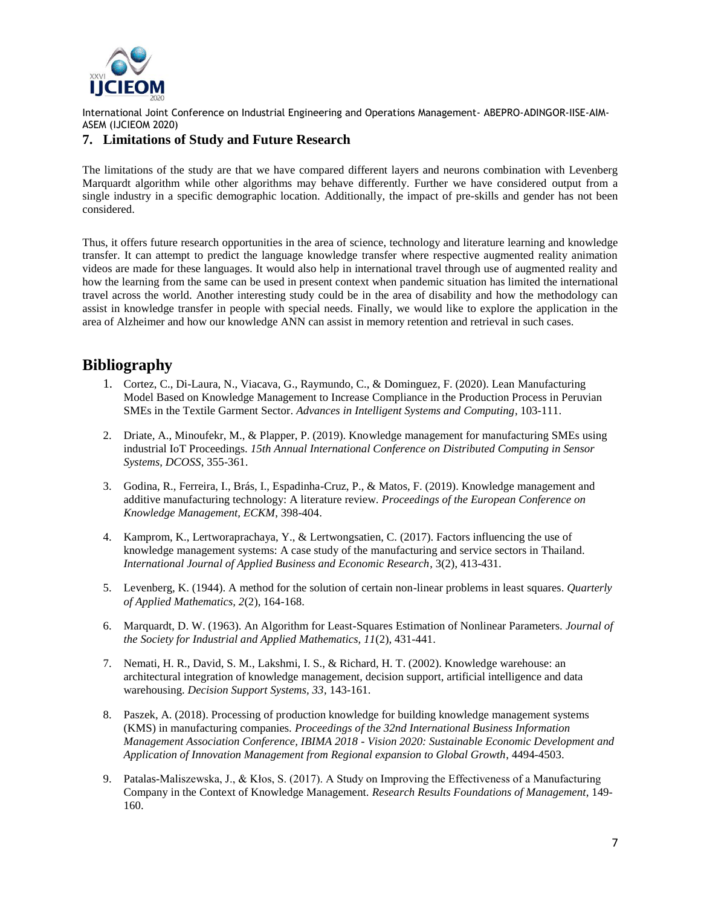## 7. Limitations of Study and Future Research

The limitations of the study are that we have compared different layers and neurons combination with Levenberg Marquardt algorithm while other algorithms may behave differently. Further we have considered output from a single industry in a specific demographic location. Additionally, the impact of pre-skills and gender has not been considered.

Thus, it offers future research opportunities in the area of science, technology and literature learning and knowledge transfer. It can attempt to predict the language knowledge transfer where respective augmented reality animation videos are made for these languages. It would also help in international travel through use of augmented reality and how the learning from the same can be used in present context when pandemic situation has limited the international travel across the world. Another interesting study could be in the area of disability and how the methodology can assist in knowledge transfer in people with special needs. Finally, we would like to explore the application in the area of Alzheimer and how our knowledge ANN can assist in memory retention and retrieval in such cases.

# Bibliography

1. Cortez, C., Di-Laura, N., Viacava, G., Raymundo, C., & Dominguez, F. (2020). Lean Manufacturing Model Based on Knowledge Management to Increase Compliance in the Production Process in Peruvian SMEs in the Textile Garment Sector. *Advances in Intelligent Systems and Computing*, 103-111.

2. Driate, A., Minoufekr, M., & Plapper, P. (2019). Knowledge management for manufacturing SMEs using industrial IoT Proceedings. *15th Annual International Conference on Distributed Computing in Sensor Systems, DCOSS*, 355-361.

3. Godina, R., Ferreira, I., Brás, I., Espadinha-Cruz, P., & Matos, F. (2019). Knowledge management and additive manufacturing technology: A literature review. *Proceedings of the European Conference on Knowledge Management, ECKM*, 398-404.

4. Kamprom, K., Lertworaprachaya, Y., & Lertwongsatien, C. (2017). Factors influencing the use of knowledge management systems: A case study of the manufacturing and service sectors in Thailand. *International Journal of Applied Business and Economic Research*, 3(2), 413-431.

5. Levenberg, K. (1944). A method for the solution of certain non-linear problems in least squares. *Quarterly of Applied Mathematics, 2*(2), 164-168.

6. Marquardt, D. W. (1963). An Algorithm for Least-Squares Estimation of Nonlinear Parameters. *Journal of the Society for Industrial and Applied Mathematics, 11*(2), 431-441.

7. Nemati, H. R., David, S. M., Lakshmi, I. S., & Richard, H. T. (2002). Knowledge warehouse: an architectural integration of knowledge management, decision support, artificial intelligence and data warehousing. *Decision Support Systems, 33*, 143-161.

8. Paszek, A. (2018). Processing of production knowledge for building knowledge management systems (KMS) in manufacturing companies. *Proceedings of the 32nd International Business Information Management Association Conference, IBIMA 2018 - Vision 2020: Sustainable Economic Development and Application of Innovation Management from Regional expansion to Global Growth*, 4494-4503.

9. Patalas-Maliszewska, J., & Kłos, S. (2017). A Study on Improving the Effectiveness of a Manufacturing Company in the Context of Knowledge Management. *Research Results Foundations of Management*, 149-160.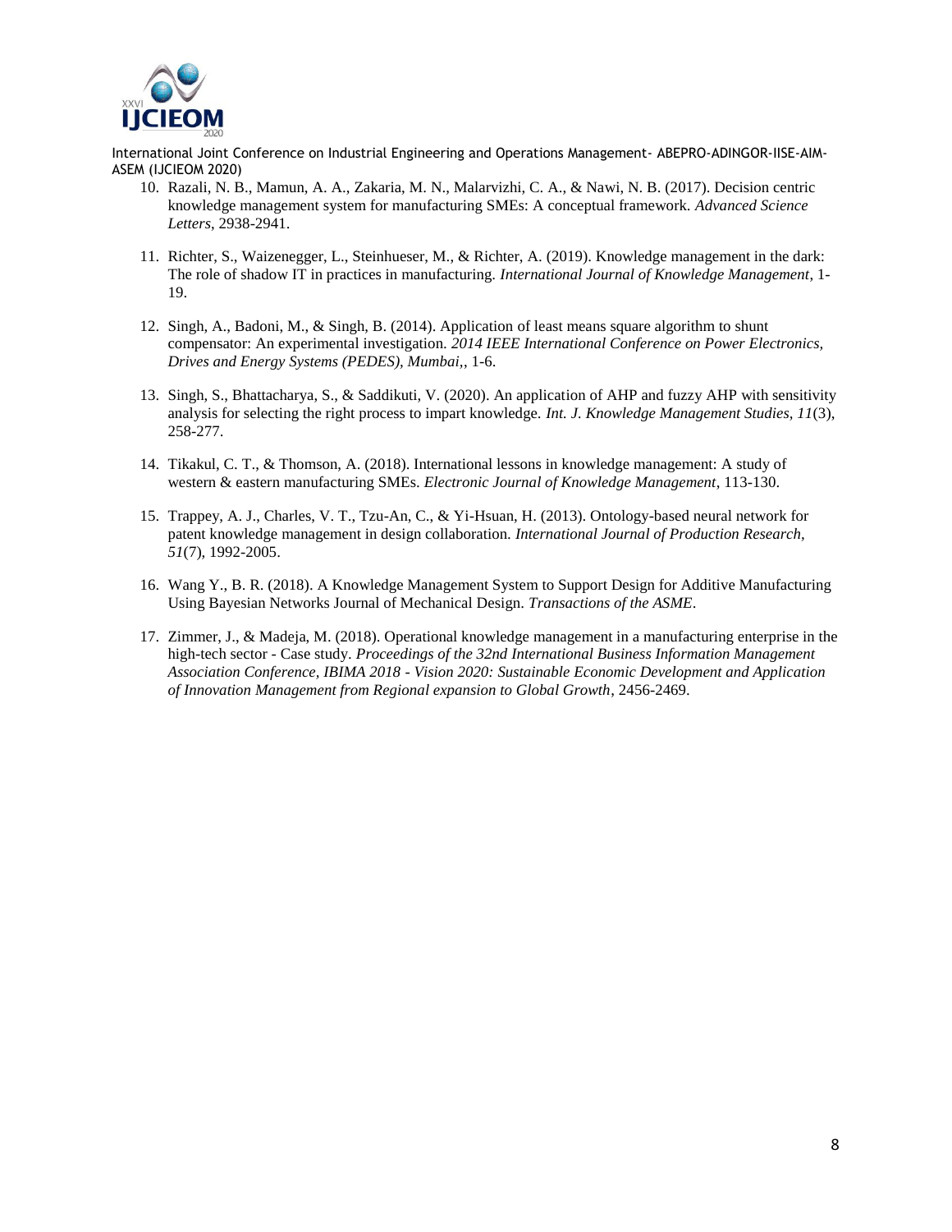10. Razali, N. B., Mamun, A. A., Zakaria, M. N., Malarvizhi, C. A., & Nawi, N. B. (2017). Decision centric knowledge management system for manufacturing SMEs: A conceptual framework. *Advanced Science Letters*, 2938-2941.

11. Richter, S., Waizenegger, L., Steinhueser, M., & Richter, A. (2019). Knowledge management in the dark: The role of shadow IT in practices in manufacturing. *International Journal of Knowledge Management*, 1-19.

12. Singh, A., Badoni, M., & Singh, B. (2014). Application of least means square algorithm to shunt compensator: An experimental investigation. *2014 IEEE International Conference on Power Electronics, Drives and Energy Systems (PEDES), Mumbai*,, 1-6.

13. Singh, S., Bhattacharya, S., & Saddikuti, V. (2020). An application of AHP and fuzzy AHP with sensitivity analysis for selecting the right process to impart knowledge. *Int. J. Knowledge Management Studies, 11*(3), 258-277.

14. Tikakul, C. T., & Thomson, A. (2018). International lessons in knowledge management: A study of western & eastern manufacturing SMEs. *Electronic Journal of Knowledge Management*, 113-130.

15. Trappey, A. J., Charles, V. T., Tzu-An, C., & Yi-Hsuan, H. (2013). Ontology-based neural network for patent knowledge management in design collaboration. *International Journal of Production Research, 51*(7), 1992-2005.

16. Wang Y., B. R. (2018). A Knowledge Management System to Support Design for Additive Manufacturing Using Bayesian Networks Journal of Mechanical Design. *Transactions of the ASME*.

17. Zimmer, J., & Madeja, M. (2018). Operational knowledge management in a manufacturing enterprise in the high-tech sector - Case study. *Proceedings of the 32nd International Business Information Management Association Conference, IBIMA 2018 - Vision 2020: Sustainable Economic Development and Application of Innovation Management from Regional expansion to Global Growth*, 2456-2469.